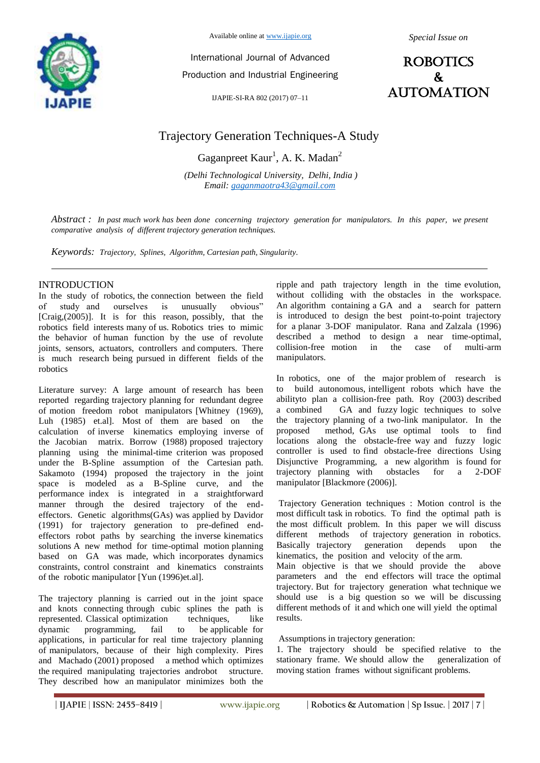# Trajectory Generation Techniques-A Study

Gaganpreet Kaur[1], A. K. Madan[2]

*(Delhi Technological University, Delhi, India )*
*Email: gaganmaotra43@gmail.com*

*Abstract : In past much work has been done concerning trajectory generation for manipulators. In this paper, we present comparative analysis of different trajectory generation techniques.*

*Keywords: Trajectory, Splines, Algorithm, Cartesian path, Singularity.*

## INTRODUCTION

In the study of robotics, the connection between the field of study and ourselves is unusually obvious" [Craig,(2005)]. It is for this reason, possibly, that the robotics field interests many of us. Robotics tries to mimic the behavior of human function by the use of revolute joints, sensors, actuators, controllers and computers. There is much research being pursued in different fields of the robotics

Literature survey: A large amount of research has been reported regarding trajectory planning for redundant degree of motion freedom robot manipulators [Whitney (1969), Luh (1985) et.al]. Most of them are based on the calculation of inverse kinematics employing inverse of the Jacobian matrix. Borrow (1988) proposed trajectory planning using the minimal-time criterion was proposed under the B-Spline assumption of the Cartesian path. Sakamoto (1994) proposed the trajectory in the joint space is modeled as a B-Spline curve, and the performance index is integrated in a straightforward manner through the desired trajectory of the end-effectors. Genetic algorithms(GAs) was applied by Davidor (1991) for trajectory generation to pre-defined end-effectors robot paths by searching the inverse kinematics solutions A new method for time-optimal motion planning based on GA was made, which incorporates dynamics constraints, control constraint and kinematics constraints of the robotic manipulator [Yun (1996)et.al].

The trajectory planning is carried out in the joint space and knots connecting through cubic splines the path is represented. Classical optimization techniques, like dynamic programming, fail to be applicable for applications, in particular for real time trajectory planning of manipulators, because of their high complexity. Pires and Machado (2001) proposed a method which optimizes the required manipulating trajectories androbot structure. They described how an manipulator minimizes both the ripple and path trajectory length in the time evolution, without colliding with the obstacles in the workspace. An algorithm containing a GA and a search for pattern is introduced to design the best point-to-point trajectory for a planar 3-DOF manipulator. Rana and Zalzala (1996) described a method to design a near time-optimal, collision-free motion in the case of multi-arm manipulators.

In robotics, one of the major problem of research is to build autonomous, intelligent robots which have the abilityto plan a collision-free path. Roy (2003) described a combined GA and fuzzy logic techniques to solve the trajectory planning of a two-link manipulator. In the proposed method, GAs use optimal tools to find locations along the obstacle-free way and fuzzy logic controller is used to find obstacle-free directions Using Disjunctive Programming, a new algorithm is found for trajectory planning with obstacles for a 2-DOF manipulator [Blackmore (2006)].

Trajectory Generation techniques : Motion control is the most difficult task in robotics. To find the optimal path is the most difficult problem. In this paper we will discuss different methods of trajectory generation in robotics. Basically trajectory generation depends upon the kinematics, the position and velocity of the arm.
Main objective is that we should provide the above parameters and the end effectors will trace the optimal trajectory. But for trajectory generation what technique we should use is a big question so we will be discussing different methods of it and which one will yield the optimal results.

Assumptions in trajectory generation:
1. The trajectory should be specified relative to the stationary frame. We should allow the generalization of moving station frames without significant problems.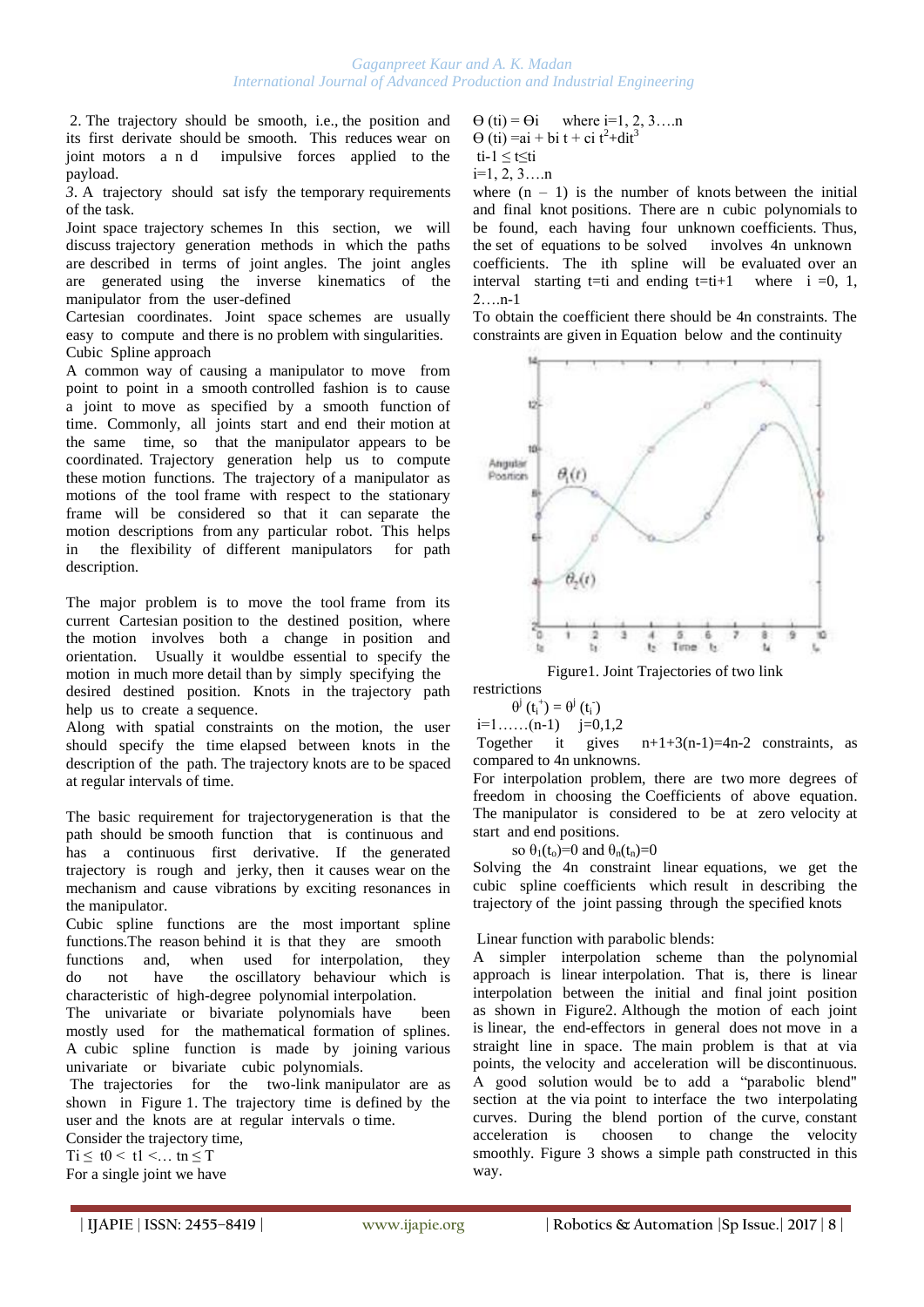2. The trajectory should be smooth, i.e., the position and its first derivate should be smooth. This reduces wear on joint motors and impulsive forces applied to the payload.

*3*. A trajectory should sat isfy the temporary requirements of the task.

Joint space trajectory schemes In this section, we will discuss trajectory generation methods in which the paths are described in terms of joint angles. The joint angles are generated using the inverse kinematics of the manipulator from the user-defined Cartesian coordinates. Joint space schemes are usually easy to compute and there is no problem with singularities.

Cubic Spline approach

A common way of causing a manipulator to move from point to point in a smooth controlled fashion is to cause a joint to move as specified by a smooth function of time. Commonly, all joints start and end their motion at the same time, so that the manipulator appears to be coordinated. Trajectory generation help us to compute these motion functions. The trajectory of a manipulator as motions of the tool frame with respect to the stationary frame will be considered so that it can separate the motion descriptions from any particular robot. This helps in the flexibility of different manipulators for path description.

The major problem is to move the tool frame from its current Cartesian position to the destined position, where the motion involves both a change in position and orientation. Usually it wouldbe essential to specify the motion in much more detail than by simply specifying the desired destined position. Knots in the trajectory path help us to create a sequence.

Along with spatial constraints on the motion, the user should specify the time elapsed between knots in the description of the path. The trajectory knots are to be spaced at regular intervals of time.

The basic requirement for trajectorygeneration is that the path should be smooth function that is continuous and has a continuous first derivative. If the generated trajectory is rough and jerky, then it causes wear on the mechanism and cause vibrations by exciting resonances in the manipulator.

Cubic spline functions are the most important spline functions.The reason behind it is that they are smooth functions and, when used for interpolation, they do not have the oscillatory behaviour which is characteristic of high-degree polynomial interpolation.

The univariate or bivariate polynomials have been mostly used for the mathematical formation of splines. A cubic spline function is made by joining various univariate or bivariate cubic polynomials.

The trajectories for the two-link manipulator are as shown in Figure 1. The trajectory time is defined by the user and the knots are at regular intervals o time.

Consider the trajectory time,

$T_i \leq t_0 < t_1 < \ldots t_n \leq T$

For a single joint we have

$\Theta(t_i) = \Theta_i$ where i=1, 2, 3….n

$\Theta(t_i) = a_i + b_i t + c_i t^2 + d_i t^3$

$t_{i-1} \leq t \leq t_i$

i=1, 2, 3….n

where $(n-1)$ is the number of knots between the initial and final knot positions. There are n cubic polynomials to be found, each having four unknown coefficients. Thus, the set of equations to be solved involves 4n unknown coefficients. The ith spline will be evaluated over an interval starting $t=t_i$ and ending $t=t_{i+1}$ where i =0, 1, 2….n-1

To obtain the coefficient there should be 4n constraints. The constraints are given in Equation below and the continuity

Figure1. Joint Trajectories of two link

restrictions

$\theta^j(t_i^+) = \theta^j(t_i^-)$

i=1……(n-1) j=0,1,2

Together it gives $n+1+3(n-1)=4n-2$ constraints, as compared to 4n unknowns.

For interpolation problem, there are two more degrees of freedom in choosing the Coefficients of above equation. The manipulator is considered to be at zero velocity at start and end positions.

so $\theta_1(t_0)=0$ and $\theta_n(t_n)=0$

Solving the 4n constraint linear equations, we get the cubic spline coefficients which result in describing the trajectory of the joint passing through the specified knots

Linear function with parabolic blends:

A simpler interpolation scheme than the polynomial approach is linear interpolation. That is, there is linear interpolation between the initial and final joint position as shown in Figure2. Although the motion of each joint is linear, the end-effectors in general does not move in a straight line in space. The main problem is that at via points, the velocity and acceleration will be discontinuous. A good solution would be to add a "parabolic blend" section at the via point to interface the two interpolating curves. During the blend portion of the curve, constant acceleration is choosen to change the velocity smoothly. Figure 3 shows a simple path constructed in this way.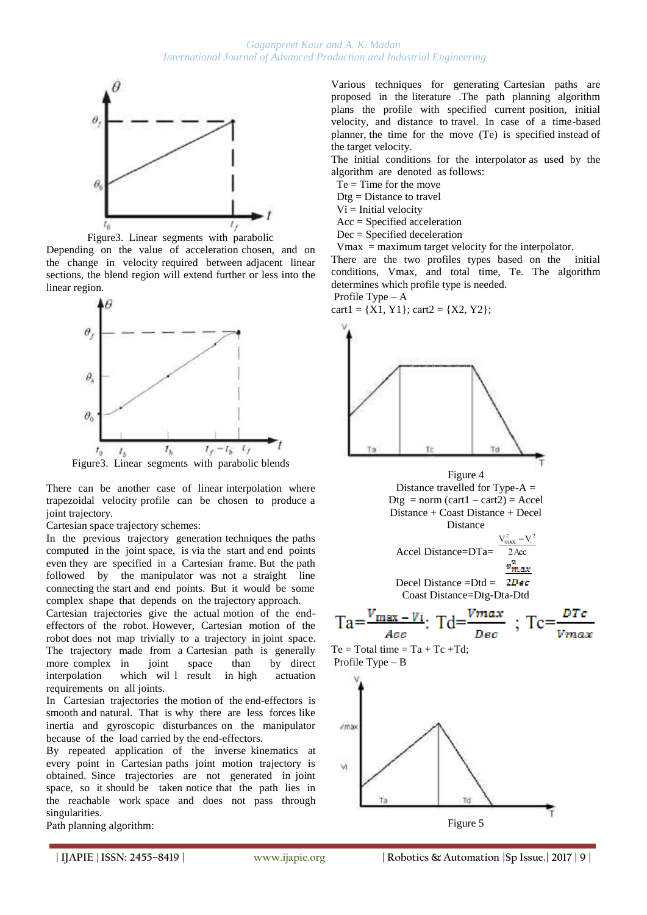Figure3. Linear segments with parabolic

Depending on the value of acceleration chosen, and on the change in velocity required between adjacent linear sections, the blend region will extend further or less into the linear region.

Figure3. Linear segments with parabolic blends

There can be another case of linear interpolation where trapezoidal velocity profile can be chosen to produce a joint trajectory.

Cartesian space trajectory schemes:

In the previous trajectory generation techniques the paths computed in the joint space, is via the start and end points even they are specified in a Cartesian frame. But the path followed by the manipulator was not a straight line connecting the start and end points. But it would be some complex shape that depends on the trajectory approach.

Cartesian trajectories give the actual motion of the end-effectors of the robot. However, Cartesian motion of the robot does not map trivially to a trajectory in joint space. The trajectory made from a Cartesian path is generally more complex in joint space than by direct interpolation which wil l result in high actuation requirements on all joints.

In Cartesian trajectories the motion of the end-effectors is smooth and natural. That is why there are less forces like inertia and gyroscopic disturbances on the manipulator because of the load carried by the end-effectors.

By repeated application of the inverse kinematics at every point in Cartesian paths joint motion trajectory is obtained. Since trajectories are not generated in joint space, so it should be taken notice that the path lies in the reachable work space and does not pass through singularities.

Path planning algorithm:

Various techniques for generating Cartesian paths are proposed in the literature .The path planning algorithm plans the profile with specified current position, initial velocity, and distance to travel. In case of a time-based planner, the time for the move (Te) is specified instead of the target velocity.

The initial conditions for the interpolator as used by the algorithm are denoted as follows:

Te = Time for the move
Dtg = Distance to travel
Vi = Initial velocity
Acc = Specified acceleration
Dec = Specified deceleration
Vmax = maximum target velocity for the interpolator.

There are the two profiles types based on the initial conditions, Vmax, and total time, Te. The algorithm determines which profile type is needed.

Profile Type – A

cart1 = {X1, Y1}; cart2 = {X2, Y2};

Figure 4

Distance travelled for Type-A =
Dtg = norm (cart1 – cart2) = Accel Distance + Coast Distance + Decel Distance

$$\text{Accel Distance}=\text{DTa}=\frac{V_{MAX}^2-V_i^2}{2\,Acc}$$

$$\text{Decel Distance}=\text{Dtd}=\frac{v_{max}^2}{2Dec}$$

Coast Distance=Dtg-Dta-Dtd

$$Ta=\frac{V_{max}-V_i}{Acc};\ Td=\frac{Vmax}{Dec}\ ;\ Tc=\frac{DTc}{Vmax}$$

Te = Total time = Ta + Tc +Td;

Profile Type – B

Figure 5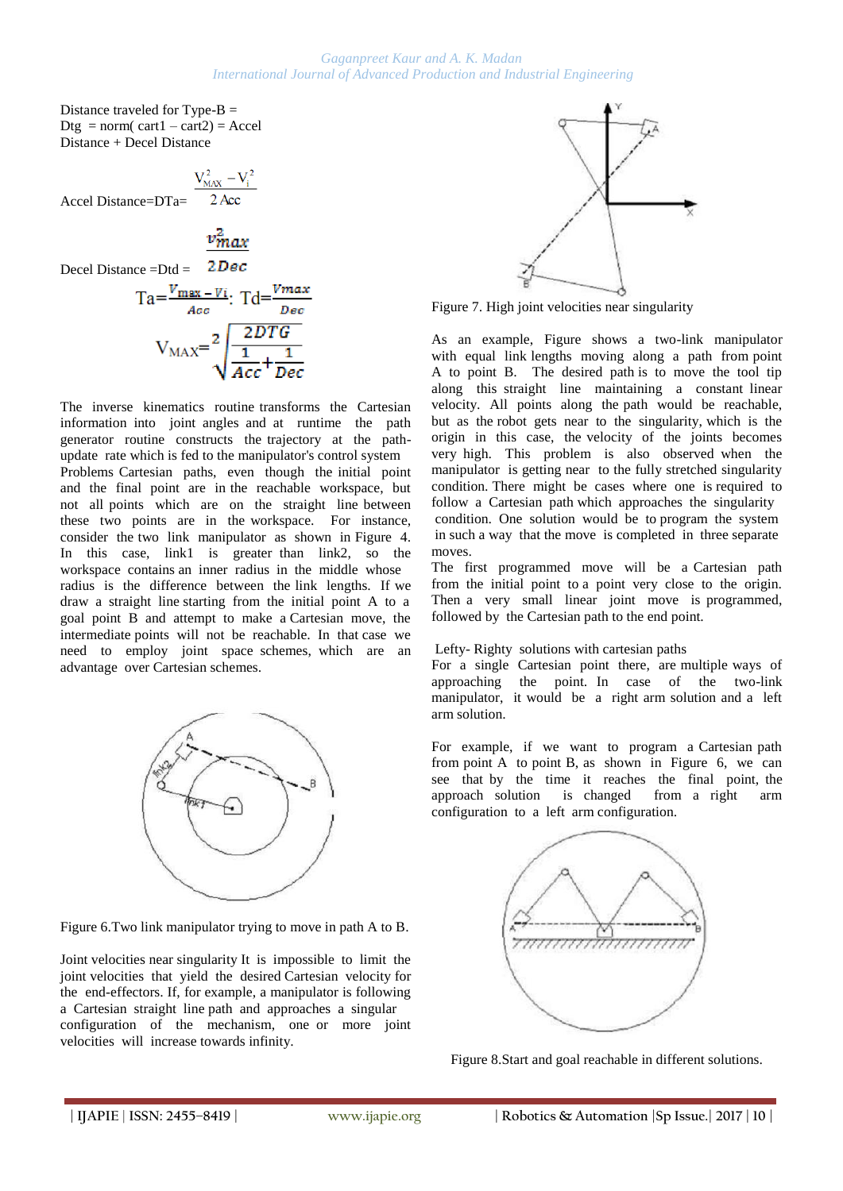Distance traveled for Type-B =
Dtg = norm( cart1 – cart2) = Accel Distance + Decel Distance

Accel Distance=DTa= $\frac{V_{MAX}^2 - V_i^2}{2\,Acc}$

Decel Distance =Dtd = $\frac{v_{max}^2}{2Dec}$

$$Ta=\frac{V_{max}-V_i}{Acc};\; Td=\frac{Vmax}{Dec}$$

$$V_{MAX}=\sqrt[2]{\frac{2DTG}{\frac{1}{Acc}+\frac{1}{Dec}}}$$

The inverse kinematics routine transforms the Cartesian information into joint angles and at runtime the path generator routine constructs the trajectory at the path-update rate which is fed to the manipulator's control system

Problems Cartesian paths, even though the initial point and the final point are in the reachable workspace, but not all points which are on the straight line between these two points are in the workspace. For instance, consider the two link manipulator as shown in Figure 4. In this case, link1 is greater than link2, so the workspace contains an inner radius in the middle whose radius is the difference between the link lengths. If we draw a straight line starting from the initial point A to a goal point B and attempt to make a Cartesian move, the intermediate points will not be reachable. In that case we need to employ joint space schemes, which are an advantage over Cartesian schemes.

Figure 6.Two link manipulator trying to move in path A to B.

Joint velocities near singularity It is impossible to limit the joint velocities that yield the desired Cartesian velocity for the end-effectors. If, for example, a manipulator is following a Cartesian straight line path and approaches a singular configuration of the mechanism, one or more joint velocities will increase towards infinity.

Figure 7. High joint velocities near singularity

As an example, Figure shows a two-link manipulator with equal link lengths moving along a path from point A to point B. The desired path is to move the tool tip along this straight line maintaining a constant linear velocity. All points along the path would be reachable, but as the robot gets near to the singularity, which is the origin in this case, the velocity of the joints becomes very high. This problem is also observed when the manipulator is getting near to the fully stretched singularity condition. There might be cases where one is required to follow a Cartesian path which approaches the singularity condition. One solution would be to program the system in such a way that the move is completed in three separate moves.

The first programmed move will be a Cartesian path from the initial point to a point very close to the origin. Then a very small linear joint move is programmed, followed by the Cartesian path to the end point.

Lefty- Righty solutions with cartesian paths

For a single Cartesian point there, are multiple ways of approaching the point. In case of the two-link manipulator, it would be a right arm solution and a left arm solution.

For example, if we want to program a Cartesian path from point A to point B, as shown in Figure 6, we can see that by the time it reaches the final point, the approach solution is changed from a right arm configuration to a left arm configuration.

Figure 8.Start and goal reachable in different solutions.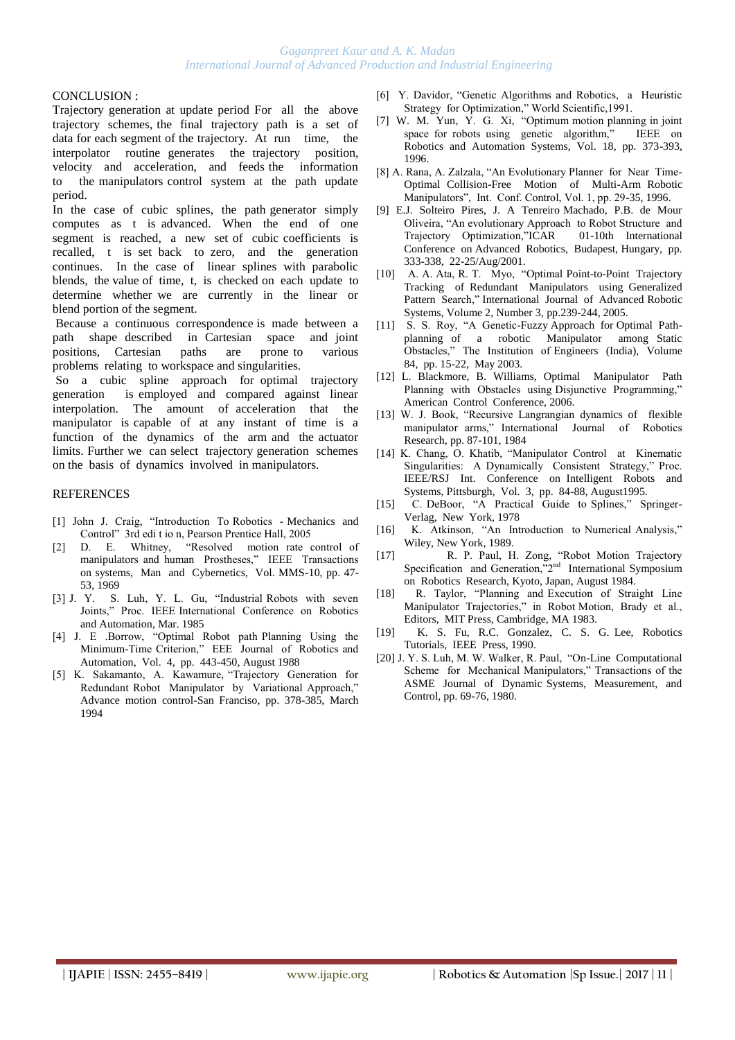CONCLUSION :

Trajectory generation at update period For all the above trajectory schemes, the final trajectory path is a set of data for each segment of the trajectory. At run time, the interpolator routine generates the trajectory position, velocity and acceleration, and feeds the information to the manipulators control system at the path update period.

In the case of cubic splines, the path generator simply computes as t is advanced. When the end of one segment is reached, a new set of cubic coefficients is recalled, t is set back to zero, and the generation continues. In the case of linear splines with parabolic blends, the value of time, t, is checked on each update to determine whether we are currently in the linear or blend portion of the segment.

Because a continuous correspondence is made between a path shape described in Cartesian space and joint positions, Cartesian paths are prone to various problems relating to workspace and singularities.

So a cubic spline approach for optimal trajectory generation is employed and compared against linear interpolation. The amount of acceleration that the manipulator is capable of at any instant of time is a function of the dynamics of the arm and the actuator limits. Further we can select trajectory generation schemes on the basis of dynamics involved in manipulators.

REFERENCES

[1] John J. Craig, "Introduction To Robotics - Mechanics and Control" 3rd edi t io n, Pearson Prentice Hall, 2005

[2] D. E. Whitney, "Resolved motion rate control of manipulators and human Prostheses," IEEE Transactions on systems, Man and Cybernetics, Vol. MMS-10, pp. 47-53, 1969

[3] J. Y. S. Luh, Y. L. Gu, "Industrial Robots with seven Joints," Proc. IEEE International Conference on Robotics and Automation, Mar. 1985

[4] J. E .Borrow, "Optimal Robot path Planning Using the Minimum-Time Criterion," EEE Journal of Robotics and Automation, Vol. 4, pp. 443-450, August 1988

[5] K. Sakamanto, A. Kawamure, "Trajectory Generation for Redundant Robot Manipulator by Variational Approach," Advance motion control-San Franciso, pp. 378-385, March 1994

[6] Y. Davidor, "Genetic Algorithms and Robotics, a Heuristic Strategy for Optimization," World Scientific,1991.

[7] W. M. Yun, Y. G. Xi, "Optimum motion planning in joint space for robots using genetic algorithm," IEEE on Robotics and Automation Systems, Vol. 18, pp. 373-393, 1996.

[8] A. Rana, A. Zalzala, "An Evolutionary Planner for Near Time-Optimal Collision-Free Motion of Multi-Arm Robotic Manipulators", Int. Conf. Control, Vol. 1, pp. 29-35, 1996.

[9] E.J. Solteiro Pires, J. A Tenreiro Machado, P.B. de Mour Oliveira, "An evolutionary Approach to Robot Structure and Trajectory Optimization,"ICAR 01-10th International Conference on Advanced Robotics, Budapest, Hungary, pp. 333-338, 22-25/Aug/2001.

[10] A. A. Ata, R. T. Myo, "Optimal Point-to-Point Trajectory Tracking of Redundant Manipulators using Generalized Pattern Search," International Journal of Advanced Robotic Systems, Volume 2, Number 3, pp.239-244, 2005.

[11] S. S. Roy, "A Genetic-Fuzzy Approach for Optimal Path-planning of a robotic Manipulator among Static Obstacles," The Institution of Engineers (India), Volume 84, pp. 15-22, May 2003.

[12] L. Blackmore, B. Williams, Optimal Manipulator Path Planning with Obstacles using Disjunctive Programming," American Control Conference, 2006.

[13] W. J. Book, "Recursive Langrangian dynamics of flexible manipulator arms," International Journal of Robotics Research, pp. 87-101, 1984

[14] K. Chang, O. Khatib, "Manipulator Control at Kinematic Singularities: A Dynamically Consistent Strategy," Proc. IEEE/RSJ Int. Conference on Intelligent Robots and Systems, Pittsburgh, Vol. 3, pp. 84-88, August1995.

[15] C. DeBoor, "A Practical Guide to Splines," Springer-Verlag, New York, 1978

[16] K. Atkinson, "An Introduction to Numerical Analysis," Wiley, New York, 1989.

[17] R. P. Paul, H. Zong, "Robot Motion Trajectory Specification and Generation,"2nd International Symposium on Robotics Research, Kyoto, Japan, August 1984.

[18] R. Taylor, "Planning and Execution of Straight Line Manipulator Trajectories," in Robot Motion, Brady et al., Editors, MIT Press, Cambridge, MA 1983.

[19] K. S. Fu, R.C. Gonzalez, C. S. G. Lee, Robotics Tutorials, IEEE Press, 1990.

[20] J. Y. S. Luh, M. W. Walker, R. Paul, "On-Line Computational Scheme for Mechanical Manipulators," Transactions of the ASME Journal of Dynamic Systems, Measurement, and Control, pp. 69-76, 1980.